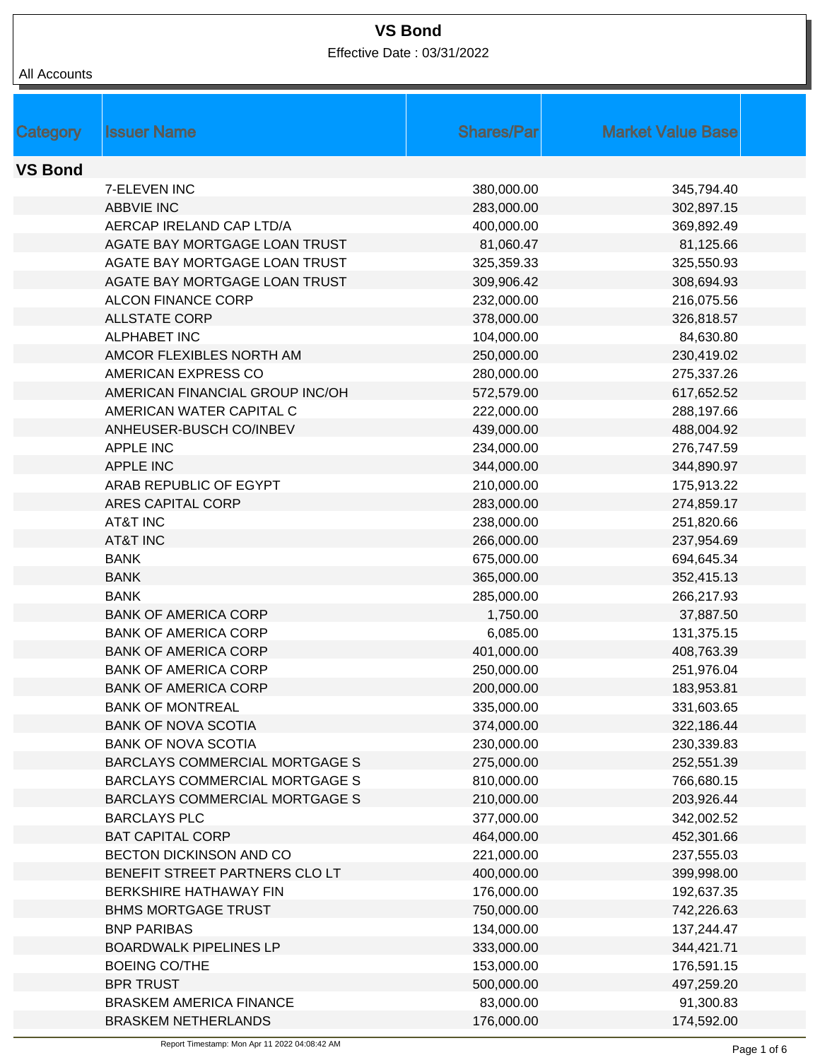# VS Bond

Effective Date : 03/31/2022

All Accounts

| Category | Issuer Name | Shares/Par | Market Value Base |
|---|---|---|---|
| **VS Bond** | | | |
| | 7-ELEVEN INC | 380,000.00 | 345,794.40 |
| | ABBVIE INC | 283,000.00 | 302,897.15 |
| | AERCAP IRELAND CAP LTD/A | 400,000.00 | 369,892.49 |
| | AGATE BAY MORTGAGE LOAN TRUST | 81,060.47 | 81,125.66 |
| | AGATE BAY MORTGAGE LOAN TRUST | 325,359.33 | 325,550.93 |
| | AGATE BAY MORTGAGE LOAN TRUST | 309,906.42 | 308,694.93 |
| | ALCON FINANCE CORP | 232,000.00 | 216,075.56 |
| | ALLSTATE CORP | 378,000.00 | 326,818.57 |
| | ALPHABET INC | 104,000.00 | 84,630.80 |
| | AMCOR FLEXIBLES NORTH AM | 250,000.00 | 230,419.02 |
| | AMERICAN EXPRESS CO | 280,000.00 | 275,337.26 |
| | AMERICAN FINANCIAL GROUP INC/OH | 572,579.00 | 617,652.52 |
| | AMERICAN WATER CAPITAL C | 222,000.00 | 288,197.66 |
| | ANHEUSER-BUSCH CO/INBEV | 439,000.00 | 488,004.92 |
| | APPLE INC | 234,000.00 | 276,747.59 |
| | APPLE INC | 344,000.00 | 344,890.97 |
| | ARAB REPUBLIC OF EGYPT | 210,000.00 | 175,913.22 |
| | ARES CAPITAL CORP | 283,000.00 | 274,859.17 |
| | AT&T INC | 238,000.00 | 251,820.66 |
| | AT&T INC | 266,000.00 | 237,954.69 |
| | BANK | 675,000.00 | 694,645.34 |
| | BANK | 365,000.00 | 352,415.13 |
| | BANK | 285,000.00 | 266,217.93 |
| | BANK OF AMERICA CORP | 1,750.00 | 37,887.50 |
| | BANK OF AMERICA CORP | 6,085.00 | 131,375.15 |
| | BANK OF AMERICA CORP | 401,000.00 | 408,763.39 |
| | BANK OF AMERICA CORP | 250,000.00 | 251,976.04 |
| | BANK OF AMERICA CORP | 200,000.00 | 183,953.81 |
| | BANK OF MONTREAL | 335,000.00 | 331,603.65 |
| | BANK OF NOVA SCOTIA | 374,000.00 | 322,186.44 |
| | BANK OF NOVA SCOTIA | 230,000.00 | 230,339.83 |
| | BARCLAYS COMMERCIAL MORTGAGE S | 275,000.00 | 252,551.39 |
| | BARCLAYS COMMERCIAL MORTGAGE S | 810,000.00 | 766,680.15 |
| | BARCLAYS COMMERCIAL MORTGAGE S | 210,000.00 | 203,926.44 |
| | BARCLAYS PLC | 377,000.00 | 342,002.52 |
| | BAT CAPITAL CORP | 464,000.00 | 452,301.66 |
| | BECTON DICKINSON AND CO | 221,000.00 | 237,555.03 |
| | BENEFIT STREET PARTNERS CLO LT | 400,000.00 | 399,998.00 |
| | BERKSHIRE HATHAWAY FIN | 176,000.00 | 192,637.35 |
| | BHMS MORTGAGE TRUST | 750,000.00 | 742,226.63 |
| | BNP PARIBAS | 134,000.00 | 137,244.47 |
| | BOARDWALK PIPELINES LP | 333,000.00 | 344,421.71 |
| | BOEING CO/THE | 153,000.00 | 176,591.15 |
| | BPR TRUST | 500,000.00 | 497,259.20 |
| | BRASKEM AMERICA FINANCE | 83,000.00 | 91,300.83 |
| | BRASKEM NETHERLANDS | 176,000.00 | 174,592.00 |

Report Timestamp: Mon Apr 11 2022 04:08:42 AM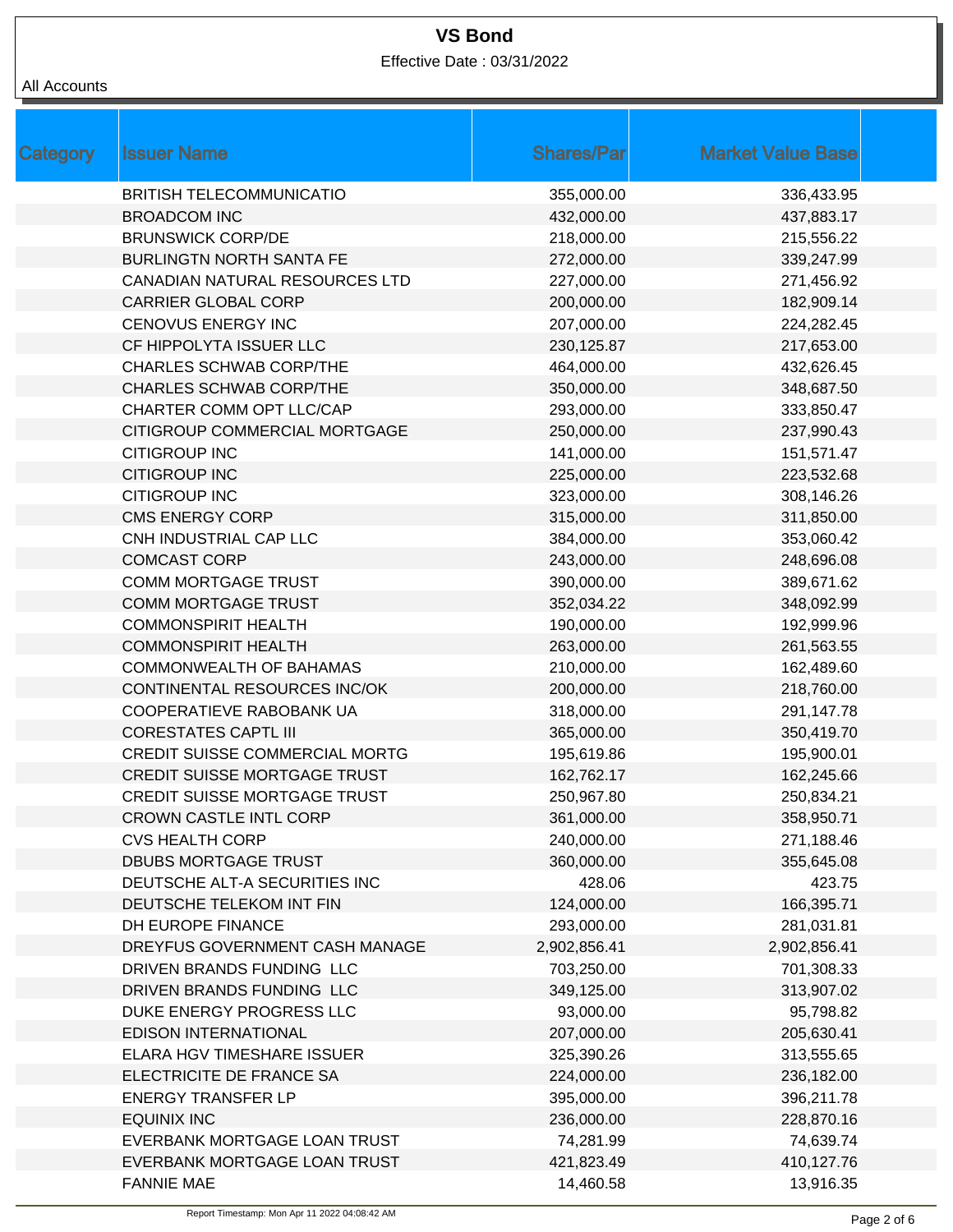# VS Bond

Effective Date : 03/31/2022

All Accounts

| Category | Issuer Name | Shares/Par | Market Value Base |
|---|---|---|---|
| | BRITISH TELECOMMUNICATIO | 355,000.00 | 336,433.95 |
| | BROADCOM INC | 432,000.00 | 437,883.17 |
| | BRUNSWICK CORP/DE | 218,000.00 | 215,556.22 |
| | BURLINGTN NORTH SANTA FE | 272,000.00 | 339,247.99 |
| | CANADIAN NATURAL RESOURCES LTD | 227,000.00 | 271,456.92 |
| | CARRIER GLOBAL CORP | 200,000.00 | 182,909.14 |
| | CENOVUS ENERGY INC | 207,000.00 | 224,282.45 |
| | CF HIPPOLYTA ISSUER LLC | 230,125.87 | 217,653.00 |
| | CHARLES SCHWAB CORP/THE | 464,000.00 | 432,626.45 |
| | CHARLES SCHWAB CORP/THE | 350,000.00 | 348,687.50 |
| | CHARTER COMM OPT LLC/CAP | 293,000.00 | 333,850.47 |
| | CITIGROUP COMMERCIAL MORTGAGE | 250,000.00 | 237,990.43 |
| | CITIGROUP INC | 141,000.00 | 151,571.47 |
| | CITIGROUP INC | 225,000.00 | 223,532.68 |
| | CITIGROUP INC | 323,000.00 | 308,146.26 |
| | CMS ENERGY CORP | 315,000.00 | 311,850.00 |
| | CNH INDUSTRIAL CAP LLC | 384,000.00 | 353,060.42 |
| | COMCAST CORP | 243,000.00 | 248,696.08 |
| | COMM MORTGAGE TRUST | 390,000.00 | 389,671.62 |
| | COMM MORTGAGE TRUST | 352,034.22 | 348,092.99 |
| | COMMONSPIRIT HEALTH | 190,000.00 | 192,999.96 |
| | COMMONSPIRIT HEALTH | 263,000.00 | 261,563.55 |
| | COMMONWEALTH OF BAHAMAS | 210,000.00 | 162,489.60 |
| | CONTINENTAL RESOURCES INC/OK | 200,000.00 | 218,760.00 |
| | COOPERATIEVE RABOBANK UA | 318,000.00 | 291,147.78 |
| | CORESTATES CAPTL III | 365,000.00 | 350,419.70 |
| | CREDIT SUISSE COMMERCIAL MORTG | 195,619.86 | 195,900.01 |
| | CREDIT SUISSE MORTGAGE TRUST | 162,762.17 | 162,245.66 |
| | CREDIT SUISSE MORTGAGE TRUST | 250,967.80 | 250,834.21 |
| | CROWN CASTLE INTL CORP | 361,000.00 | 358,950.71 |
| | CVS HEALTH CORP | 240,000.00 | 271,188.46 |
| | DBUBS MORTGAGE TRUST | 360,000.00 | 355,645.08 |
| | DEUTSCHE ALT-A SECURITIES INC | 428.06 | 423.75 |
| | DEUTSCHE TELEKOM INT FIN | 124,000.00 | 166,395.71 |
| | DH EUROPE FINANCE | 293,000.00 | 281,031.81 |
| | DREYFUS GOVERNMENT CASH MANAGE | 2,902,856.41 | 2,902,856.41 |
| | DRIVEN BRANDS FUNDING LLC | 703,250.00 | 701,308.33 |
| | DRIVEN BRANDS FUNDING LLC | 349,125.00 | 313,907.02 |
| | DUKE ENERGY PROGRESS LLC | 93,000.00 | 95,798.82 |
| | EDISON INTERNATIONAL | 207,000.00 | 205,630.41 |
| | ELARA HGV TIMESHARE ISSUER | 325,390.26 | 313,555.65 |
| | ELECTRICITE DE FRANCE SA | 224,000.00 | 236,182.00 |
| | ENERGY TRANSFER LP | 395,000.00 | 396,211.78 |
| | EQUINIX INC | 236,000.00 | 228,870.16 |
| | EVERBANK MORTGAGE LOAN TRUST | 74,281.99 | 74,639.74 |
| | EVERBANK MORTGAGE LOAN TRUST | 421,823.49 | 410,127.76 |
| | FANNIE MAE | 14,460.58 | 13,916.35 |

Report Timestamp: Mon Apr 11 2022 04:08:42 AM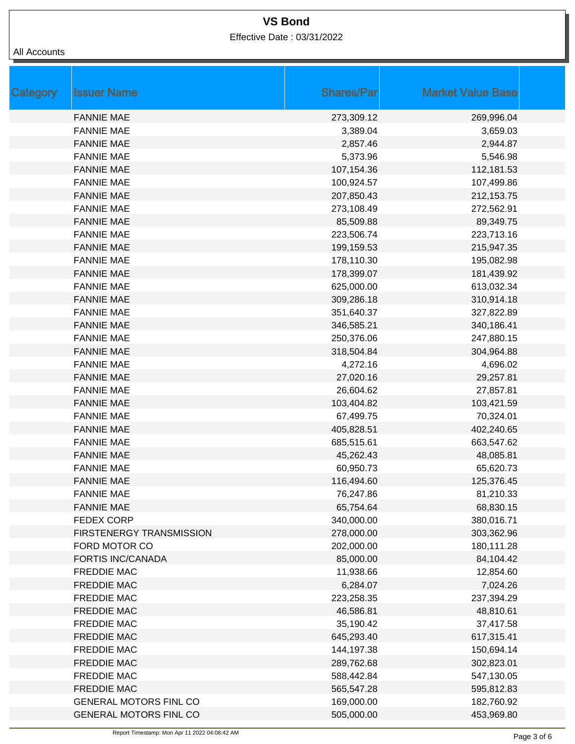# VS Bond

Effective Date : 03/31/2022

All Accounts

| Category | Issuer Name | Shares/Par | Market Value Base | |
|---|---|---|---|---|
| | FANNIE MAE | 273,309.12 | 269,996.04 | |
| | FANNIE MAE | 3,389.04 | 3,659.03 | |
| | FANNIE MAE | 2,857.46 | 2,944.87 | |
| | FANNIE MAE | 5,373.96 | 5,546.98 | |
| | FANNIE MAE | 107,154.36 | 112,181.53 | |
| | FANNIE MAE | 100,924.57 | 107,499.86 | |
| | FANNIE MAE | 207,850.43 | 212,153.75 | |
| | FANNIE MAE | 273,108.49 | 272,562.91 | |
| | FANNIE MAE | 85,509.88 | 89,349.75 | |
| | FANNIE MAE | 223,506.74 | 223,713.16 | |
| | FANNIE MAE | 199,159.53 | 215,947.35 | |
| | FANNIE MAE | 178,110.30 | 195,082.98 | |
| | FANNIE MAE | 178,399.07 | 181,439.92 | |
| | FANNIE MAE | 625,000.00 | 613,032.34 | |
| | FANNIE MAE | 309,286.18 | 310,914.18 | |
| | FANNIE MAE | 351,640.37 | 327,822.89 | |
| | FANNIE MAE | 346,585.21 | 340,186.41 | |
| | FANNIE MAE | 250,376.06 | 247,880.15 | |
| | FANNIE MAE | 318,504.84 | 304,964.88 | |
| | FANNIE MAE | 4,272.16 | 4,696.02 | |
| | FANNIE MAE | 27,020.16 | 29,257.81 | |
| | FANNIE MAE | 26,604.62 | 27,857.81 | |
| | FANNIE MAE | 103,404.82 | 103,421.59 | |
| | FANNIE MAE | 67,499.75 | 70,324.01 | |
| | FANNIE MAE | 405,828.51 | 402,240.65 | |
| | FANNIE MAE | 685,515.61 | 663,547.62 | |
| | FANNIE MAE | 45,262.43 | 48,085.81 | |
| | FANNIE MAE | 60,950.73 | 65,620.73 | |
| | FANNIE MAE | 116,494.60 | 125,376.45 | |
| | FANNIE MAE | 76,247.86 | 81,210.33 | |
| | FANNIE MAE | 65,754.64 | 68,830.15 | |
| | FEDEX CORP | 340,000.00 | 380,016.71 | |
| | FIRSTENERGY TRANSMISSION | 278,000.00 | 303,362.96 | |
| | FORD MOTOR CO | 202,000.00 | 180,111.28 | |
| | FORTIS INC/CANADA | 85,000.00 | 84,104.42 | |
| | FREDDIE MAC | 11,938.66 | 12,854.60 | |
| | FREDDIE MAC | 6,284.07 | 7,024.26 | |
| | FREDDIE MAC | 223,258.35 | 237,394.29 | |
| | FREDDIE MAC | 46,586.81 | 48,810.61 | |
| | FREDDIE MAC | 35,190.42 | 37,417.58 | |
| | FREDDIE MAC | 645,293.40 | 617,315.41 | |
| | FREDDIE MAC | 144,197.38 | 150,694.14 | |
| | FREDDIE MAC | 289,762.68 | 302,823.01 | |
| | FREDDIE MAC | 588,442.84 | 547,130.05 | |
| | FREDDIE MAC | 565,547.28 | 595,812.83 | |
| | GENERAL MOTORS FINL CO | 169,000.00 | 182,760.92 | |
| | GENERAL MOTORS FINL CO | 505,000.00 | 453,969.80 | |

Report Timestamp: Mon Apr 11 2022 04:08:42 AM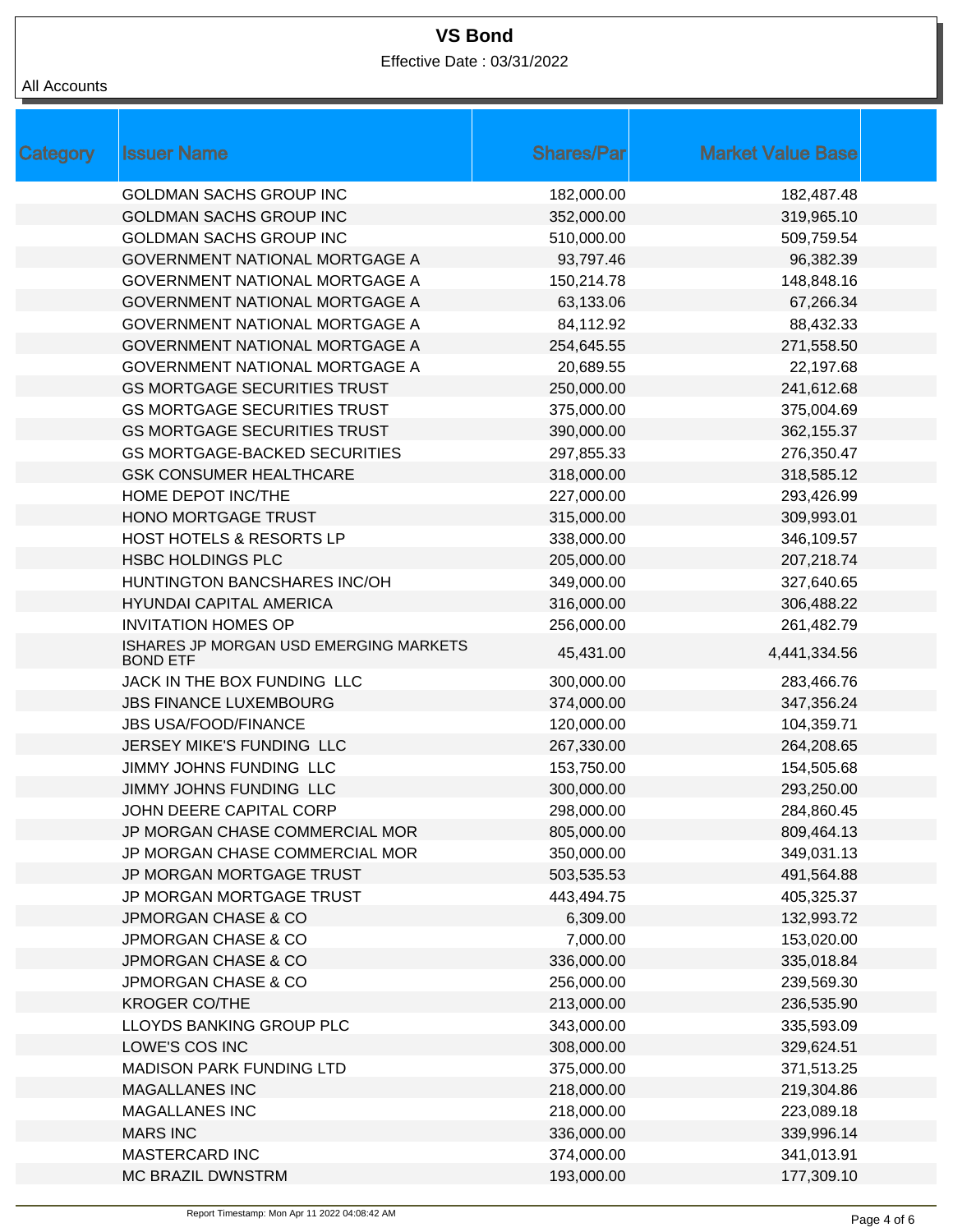# VS Bond

Effective Date : 03/31/2022

All Accounts

| Category | Issuer Name | Shares/Par | Market Value Base |
|---|---|---|---|
| | GOLDMAN SACHS GROUP INC | 182,000.00 | 182,487.48 |
| | GOLDMAN SACHS GROUP INC | 352,000.00 | 319,965.10 |
| | GOLDMAN SACHS GROUP INC | 510,000.00 | 509,759.54 |
| | GOVERNMENT NATIONAL MORTGAGE A | 93,797.46 | 96,382.39 |
| | GOVERNMENT NATIONAL MORTGAGE A | 150,214.78 | 148,848.16 |
| | GOVERNMENT NATIONAL MORTGAGE A | 63,133.06 | 67,266.34 |
| | GOVERNMENT NATIONAL MORTGAGE A | 84,112.92 | 88,432.33 |
| | GOVERNMENT NATIONAL MORTGAGE A | 254,645.55 | 271,558.50 |
| | GOVERNMENT NATIONAL MORTGAGE A | 20,689.55 | 22,197.68 |
| | GS MORTGAGE SECURITIES TRUST | 250,000.00 | 241,612.68 |
| | GS MORTGAGE SECURITIES TRUST | 375,000.00 | 375,004.69 |
| | GS MORTGAGE SECURITIES TRUST | 390,000.00 | 362,155.37 |
| | GS MORTGAGE-BACKED SECURITIES | 297,855.33 | 276,350.47 |
| | GSK CONSUMER HEALTHCARE | 318,000.00 | 318,585.12 |
| | HOME DEPOT INC/THE | 227,000.00 | 293,426.99 |
| | HONO MORTGAGE TRUST | 315,000.00 | 309,993.01 |
| | HOST HOTELS & RESORTS LP | 338,000.00 | 346,109.57 |
| | HSBC HOLDINGS PLC | 205,000.00 | 207,218.74 |
| | HUNTINGTON BANCSHARES INC/OH | 349,000.00 | 327,640.65 |
| | HYUNDAI CAPITAL AMERICA | 316,000.00 | 306,488.22 |
| | INVITATION HOMES OP | 256,000.00 | 261,482.79 |
| | ISHARES JP MORGAN USD EMERGING MARKETS BOND ETF | 45,431.00 | 4,441,334.56 |
| | JACK IN THE BOX FUNDING LLC | 300,000.00 | 283,466.76 |
| | JBS FINANCE LUXEMBOURG | 374,000.00 | 347,356.24 |
| | JBS USA/FOOD/FINANCE | 120,000.00 | 104,359.71 |
| | JERSEY MIKE'S FUNDING LLC | 267,330.00 | 264,208.65 |
| | JIMMY JOHNS FUNDING LLC | 153,750.00 | 154,505.68 |
| | JIMMY JOHNS FUNDING LLC | 300,000.00 | 293,250.00 |
| | JOHN DEERE CAPITAL CORP | 298,000.00 | 284,860.45 |
| | JP MORGAN CHASE COMMERCIAL MOR | 805,000.00 | 809,464.13 |
| | JP MORGAN CHASE COMMERCIAL MOR | 350,000.00 | 349,031.13 |
| | JP MORGAN MORTGAGE TRUST | 503,535.53 | 491,564.88 |
| | JP MORGAN MORTGAGE TRUST | 443,494.75 | 405,325.37 |
| | JPMORGAN CHASE & CO | 6,309.00 | 132,993.72 |
| | JPMORGAN CHASE & CO | 7,000.00 | 153,020.00 |
| | JPMORGAN CHASE & CO | 336,000.00 | 335,018.84 |
| | JPMORGAN CHASE & CO | 256,000.00 | 239,569.30 |
| | KROGER CO/THE | 213,000.00 | 236,535.90 |
| | LLOYDS BANKING GROUP PLC | 343,000.00 | 335,593.09 |
| | LOWE'S COS INC | 308,000.00 | 329,624.51 |
| | MADISON PARK FUNDING LTD | 375,000.00 | 371,513.25 |
| | MAGALLANES INC | 218,000.00 | 219,304.86 |
| | MAGALLANES INC | 218,000.00 | 223,089.18 |
| | MARS INC | 336,000.00 | 339,996.14 |
| | MASTERCARD INC | 374,000.00 | 341,013.91 |
| | MC BRAZIL DWNSTRM | 193,000.00 | 177,309.10 |

Report Timestamp: Mon Apr 11 2022 04:08:42 AM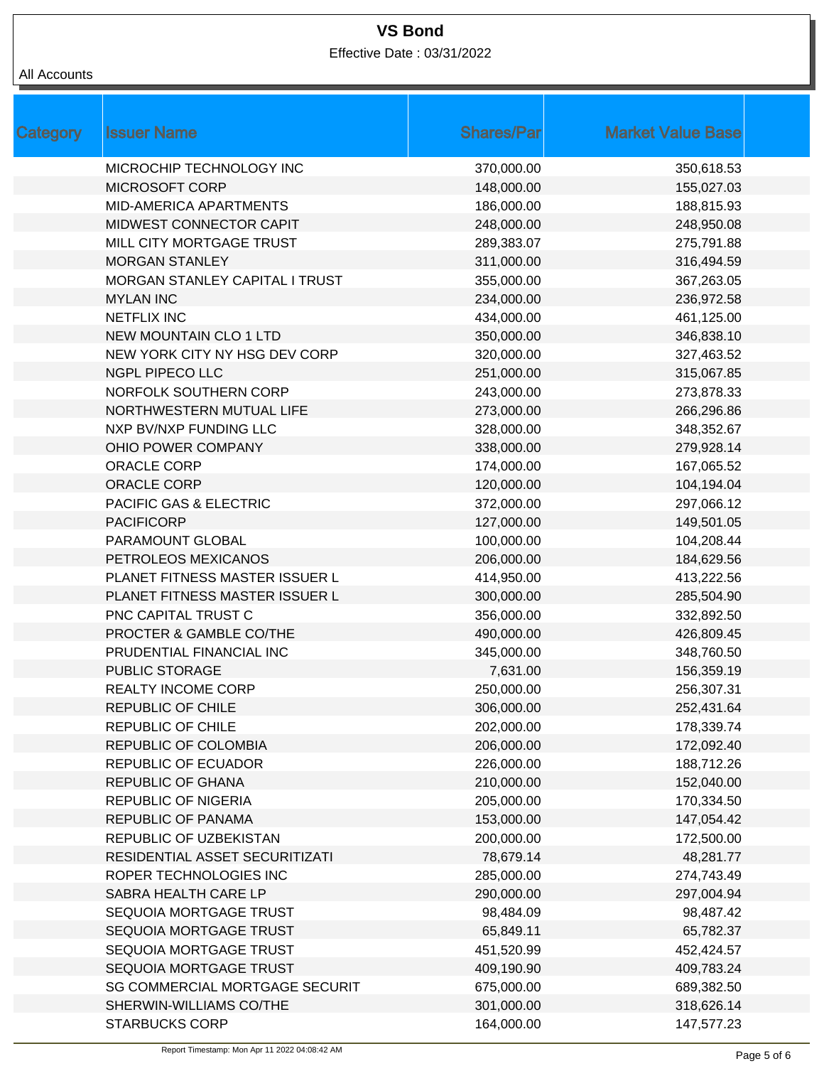# VS Bond

Effective Date : 03/31/2022

All Accounts

| Category | Issuer Name | Shares/Par | Market Value Base |
|---|---|---|---|
| | MICROCHIP TECHNOLOGY INC | 370,000.00 | 350,618.53 |
| | MICROSOFT CORP | 148,000.00 | 155,027.03 |
| | MID-AMERICA APARTMENTS | 186,000.00 | 188,815.93 |
| | MIDWEST CONNECTOR CAPIT | 248,000.00 | 248,950.08 |
| | MILL CITY MORTGAGE TRUST | 289,383.07 | 275,791.88 |
| | MORGAN STANLEY | 311,000.00 | 316,494.59 |
| | MORGAN STANLEY CAPITAL I TRUST | 355,000.00 | 367,263.05 |
| | MYLAN INC | 234,000.00 | 236,972.58 |
| | NETFLIX INC | 434,000.00 | 461,125.00 |
| | NEW MOUNTAIN CLO 1 LTD | 350,000.00 | 346,838.10 |
| | NEW YORK CITY NY HSG DEV CORP | 320,000.00 | 327,463.52 |
| | NGPL PIPECO LLC | 251,000.00 | 315,067.85 |
| | NORFOLK SOUTHERN CORP | 243,000.00 | 273,878.33 |
| | NORTHWESTERN MUTUAL LIFE | 273,000.00 | 266,296.86 |
| | NXP BV/NXP FUNDING LLC | 328,000.00 | 348,352.67 |
| | OHIO POWER COMPANY | 338,000.00 | 279,928.14 |
| | ORACLE CORP | 174,000.00 | 167,065.52 |
| | ORACLE CORP | 120,000.00 | 104,194.04 |
| | PACIFIC GAS & ELECTRIC | 372,000.00 | 297,066.12 |
| | PACIFICORP | 127,000.00 | 149,501.05 |
| | PARAMOUNT GLOBAL | 100,000.00 | 104,208.44 |
| | PETROLEOS MEXICANOS | 206,000.00 | 184,629.56 |
| | PLANET FITNESS MASTER ISSUER L | 414,950.00 | 413,222.56 |
| | PLANET FITNESS MASTER ISSUER L | 300,000.00 | 285,504.90 |
| | PNC CAPITAL TRUST C | 356,000.00 | 332,892.50 |
| | PROCTER & GAMBLE CO/THE | 490,000.00 | 426,809.45 |
| | PRUDENTIAL FINANCIAL INC | 345,000.00 | 348,760.50 |
| | PUBLIC STORAGE | 7,631.00 | 156,359.19 |
| | REALTY INCOME CORP | 250,000.00 | 256,307.31 |
| | REPUBLIC OF CHILE | 306,000.00 | 252,431.64 |
| | REPUBLIC OF CHILE | 202,000.00 | 178,339.74 |
| | REPUBLIC OF COLOMBIA | 206,000.00 | 172,092.40 |
| | REPUBLIC OF ECUADOR | 226,000.00 | 188,712.26 |
| | REPUBLIC OF GHANA | 210,000.00 | 152,040.00 |
| | REPUBLIC OF NIGERIA | 205,000.00 | 170,334.50 |
| | REPUBLIC OF PANAMA | 153,000.00 | 147,054.42 |
| | REPUBLIC OF UZBEKISTAN | 200,000.00 | 172,500.00 |
| | RESIDENTIAL ASSET SECURITIZATI | 78,679.14 | 48,281.77 |
| | ROPER TECHNOLOGIES INC | 285,000.00 | 274,743.49 |
| | SABRA HEALTH CARE LP | 290,000.00 | 297,004.94 |
| | SEQUOIA MORTGAGE TRUST | 98,484.09 | 98,487.42 |
| | SEQUOIA MORTGAGE TRUST | 65,849.11 | 65,782.37 |
| | SEQUOIA MORTGAGE TRUST | 451,520.99 | 452,424.57 |
| | SEQUOIA MORTGAGE TRUST | 409,190.90 | 409,783.24 |
| | SG COMMERCIAL MORTGAGE SECURIT | 675,000.00 | 689,382.50 |
| | SHERWIN-WILLIAMS CO/THE | 301,000.00 | 318,626.14 |
| | STARBUCKS CORP | 164,000.00 | 147,577.23 |

Report Timestamp: Mon Apr 11 2022 04:08:42 AM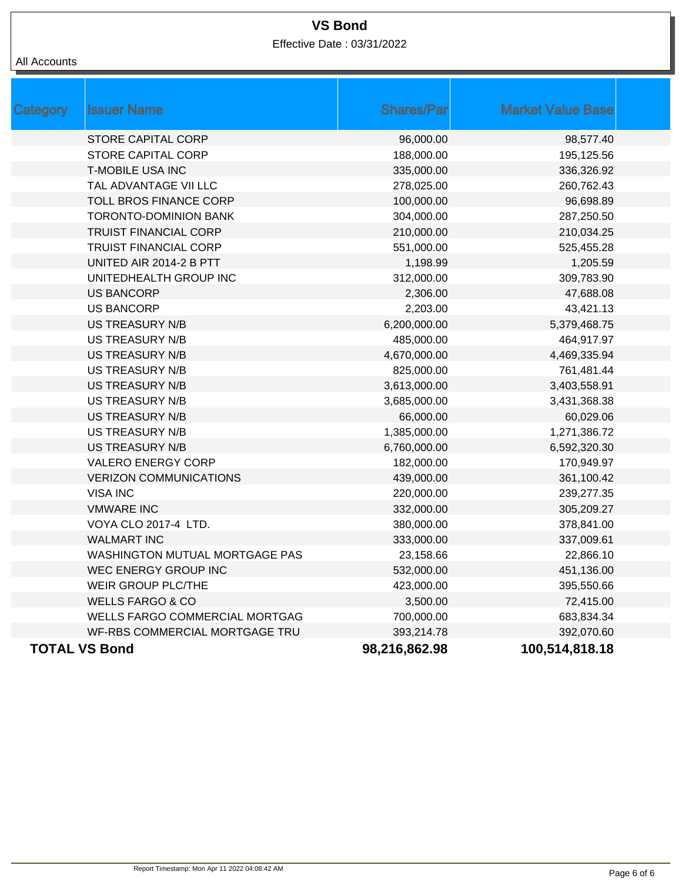# VS Bond

Effective Date : 03/31/2022

All Accounts

| Category | Issuer Name | Shares/Par | Market Value Base |
|---|---|---|---|
| | STORE CAPITAL CORP | 96,000.00 | 98,577.40 |
| | STORE CAPITAL CORP | 188,000.00 | 195,125.56 |
| | T-MOBILE USA INC | 335,000.00 | 336,326.92 |
| | TAL ADVANTAGE VII LLC | 278,025.00 | 260,762.43 |
| | TOLL BROS FINANCE CORP | 100,000.00 | 96,698.89 |
| | TORONTO-DOMINION BANK | 304,000.00 | 287,250.50 |
| | TRUIST FINANCIAL CORP | 210,000.00 | 210,034.25 |
| | TRUIST FINANCIAL CORP | 551,000.00 | 525,455.28 |
| | UNITED AIR 2014-2 B PTT | 1,198.99 | 1,205.59 |
| | UNITEDHEALTH GROUP INC | 312,000.00 | 309,783.90 |
| | US BANCORP | 2,306.00 | 47,688.08 |
| | US BANCORP | 2,203.00 | 43,421.13 |
| | US TREASURY N/B | 6,200,000.00 | 5,379,468.75 |
| | US TREASURY N/B | 485,000.00 | 464,917.97 |
| | US TREASURY N/B | 4,670,000.00 | 4,469,335.94 |
| | US TREASURY N/B | 825,000.00 | 761,481.44 |
| | US TREASURY N/B | 3,613,000.00 | 3,403,558.91 |
| | US TREASURY N/B | 3,685,000.00 | 3,431,368.38 |
| | US TREASURY N/B | 66,000.00 | 60,029.06 |
| | US TREASURY N/B | 1,385,000.00 | 1,271,386.72 |
| | US TREASURY N/B | 6,760,000.00 | 6,592,320.30 |
| | VALERO ENERGY CORP | 182,000.00 | 170,949.97 |
| | VERIZON COMMUNICATIONS | 439,000.00 | 361,100.42 |
| | VISA INC | 220,000.00 | 239,277.35 |
| | VMWARE INC | 332,000.00 | 305,209.27 |
| | VOYA CLO 2017-4 LTD. | 380,000.00 | 378,841.00 |
| | WALMART INC | 333,000.00 | 337,009.61 |
| | WASHINGTON MUTUAL MORTGAGE PAS | 23,158.66 | 22,866.10 |
| | WEC ENERGY GROUP INC | 532,000.00 | 451,136.00 |
| | WEIR GROUP PLC/THE | 423,000.00 | 395,550.66 |
| | WELLS FARGO & CO | 3,500.00 | 72,415.00 |
| | WELLS FARGO COMMERCIAL MORTGAG | 700,000.00 | 683,834.34 |
| | WF-RBS COMMERCIAL MORTGAGE TRU | 393,214.78 | 392,070.60 |
| **TOTAL VS Bond** | | **98,216,862.98** | **100,514,818.18** |

Report Timestamp: Mon Apr 11 2022 04:08:42 AM